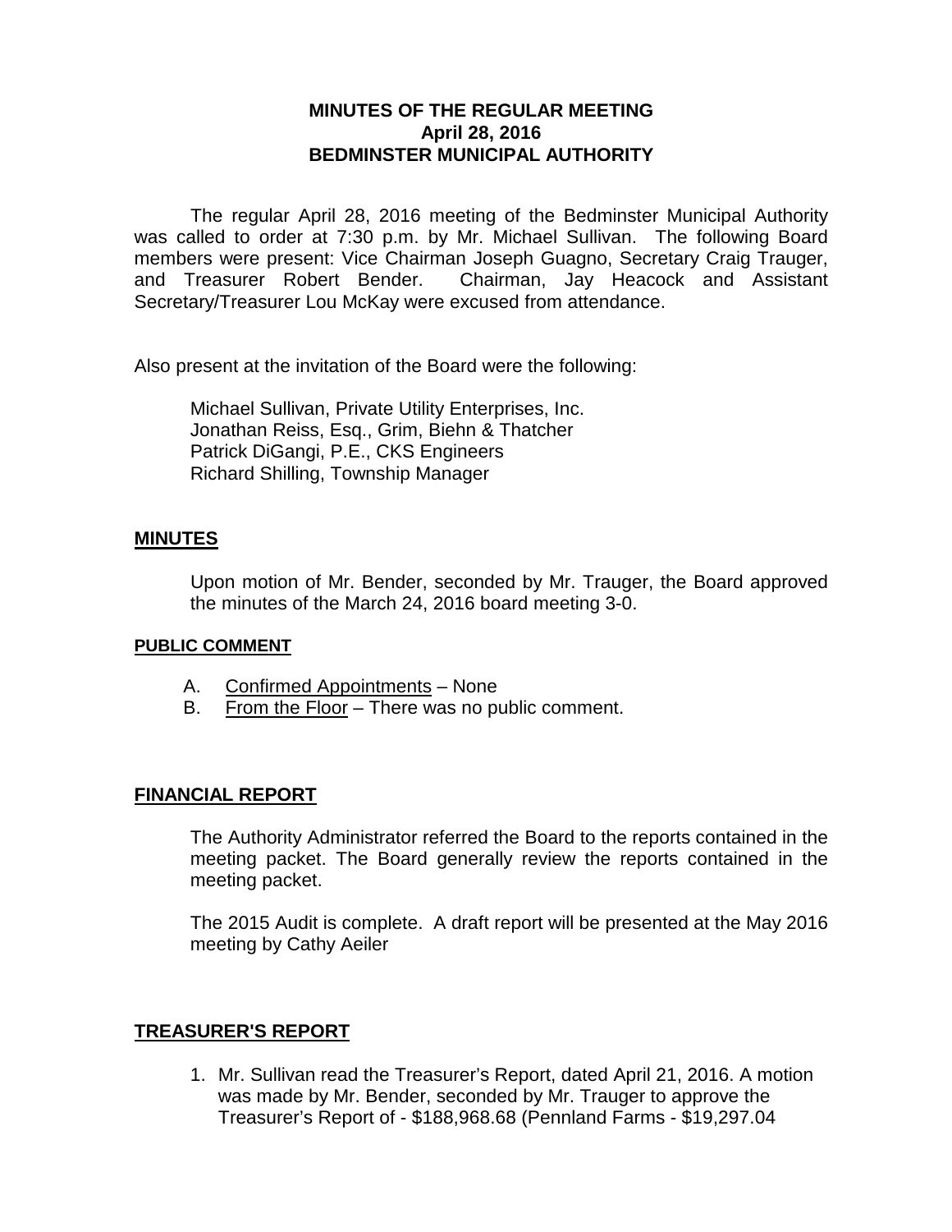# MINUTES OF THE REGULAR MEETING
## April 28, 2016
## BEDMINSTER MUNICIPAL AUTHORITY

The regular April 28, 2016 meeting of the Bedminster Municipal Authority was called to order at 7:30 p.m. by Mr. Michael Sullivan. The following Board members were present: Vice Chairman Joseph Guagno, Secretary Craig Trauger, and Treasurer Robert Bender. Chairman, Jay Heacock and Assistant Secretary/Treasurer Lou McKay were excused from attendance.

Also present at the invitation of the Board were the following:

Michael Sullivan, Private Utility Enterprises, Inc.
Jonathan Reiss, Esq., Grim, Biehn & Thatcher
Patrick DiGangi, P.E., CKS Engineers
Richard Shilling, Township Manager

## MINUTES

Upon motion of Mr. Bender, seconded by Mr. Trauger, the Board approved the minutes of the March 24, 2016 board meeting 3-0.

### PUBLIC COMMENT

A. Confirmed Appointments – None
B. From the Floor – There was no public comment.

## FINANCIAL REPORT

The Authority Administrator referred the Board to the reports contained in the meeting packet. The Board generally review the reports contained in the meeting packet.

The 2015 Audit is complete. A draft report will be presented at the May 2016 meeting by Cathy Aeiler

## TREASURER'S REPORT

1. Mr. Sullivan read the Treasurer's Report, dated April 21, 2016. A motion was made by Mr. Bender, seconded by Mr. Trauger to approve the Treasurer's Report of - $188,968.68 (Pennland Farms - $19,297.04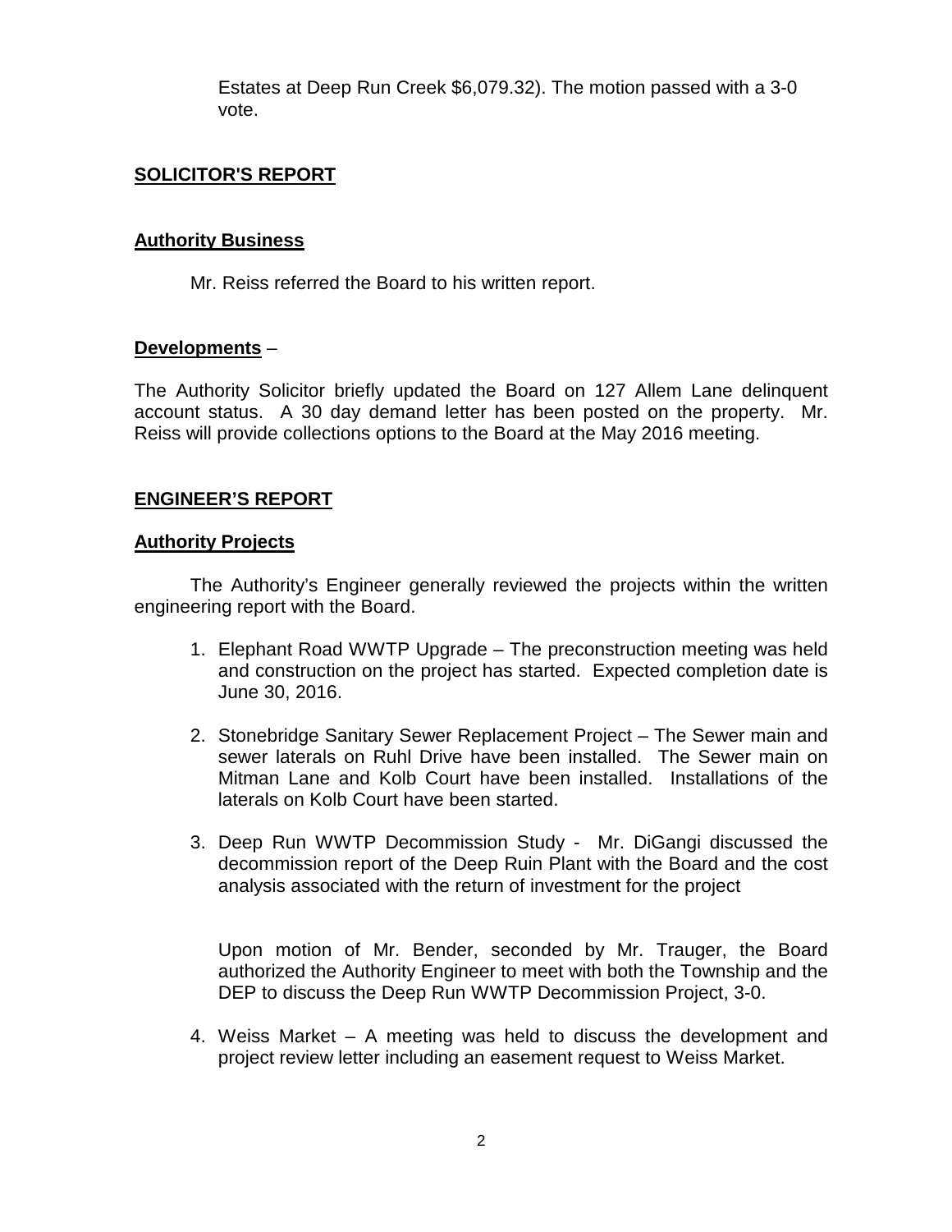Estates at Deep Run Creek $6,079.32). The motion passed with a 3-0 vote.

## SOLICITOR'S REPORT

### Authority Business

Mr. Reiss referred the Board to his written report.

### Developments –

The Authority Solicitor briefly updated the Board on 127 Allem Lane delinquent account status. A 30 day demand letter has been posted on the property. Mr. Reiss will provide collections options to the Board at the May 2016 meeting.

## ENGINEER'S REPORT

### Authority Projects

The Authority's Engineer generally reviewed the projects within the written engineering report with the Board.

1. Elephant Road WWTP Upgrade – The preconstruction meeting was held and construction on the project has started. Expected completion date is June 30, 2016.

2. Stonebridge Sanitary Sewer Replacement Project – The Sewer main and sewer laterals on Ruhl Drive have been installed. The Sewer main on Mitman Lane and Kolb Court have been installed. Installations of the laterals on Kolb Court have been started.

3. Deep Run WWTP Decommission Study - Mr. DiGangi discussed the decommission report of the Deep Ruin Plant with the Board and the cost analysis associated with the return of investment for the project

   Upon motion of Mr. Bender, seconded by Mr. Trauger, the Board authorized the Authority Engineer to meet with both the Township and the DEP to discuss the Deep Run WWTP Decommission Project, 3-0.

4. Weiss Market – A meeting was held to discuss the development and project review letter including an easement request to Weiss Market.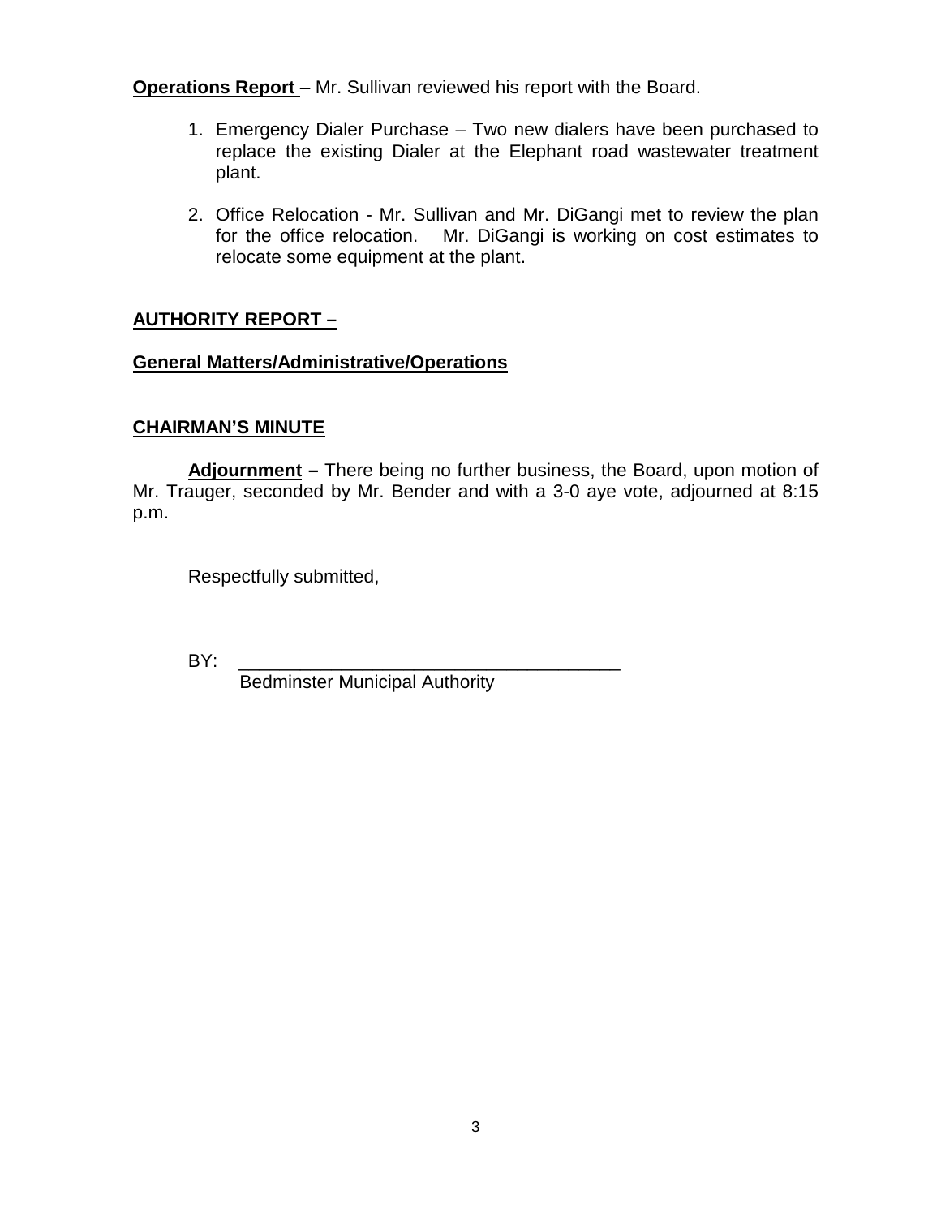**Operations Report** – Mr. Sullivan reviewed his report with the Board.

1. Emergency Dialer Purchase – Two new dialers have been purchased to replace the existing Dialer at the Elephant road wastewater treatment plant.

2. Office Relocation - Mr. Sullivan and Mr. DiGangi met to review the plan for the office relocation. Mr. DiGangi is working on cost estimates to relocate some equipment at the plant.

**AUTHORITY REPORT –**

**General Matters/Administrative/Operations**

**CHAIRMAN'S MINUTE**

**Adjournment –** There being no further business, the Board, upon motion of Mr. Trauger, seconded by Mr. Bender and with a 3-0 aye vote, adjourned at 8:15 p.m.

Respectfully submitted,

BY: ______________________________________
Bedminster Municipal Authority